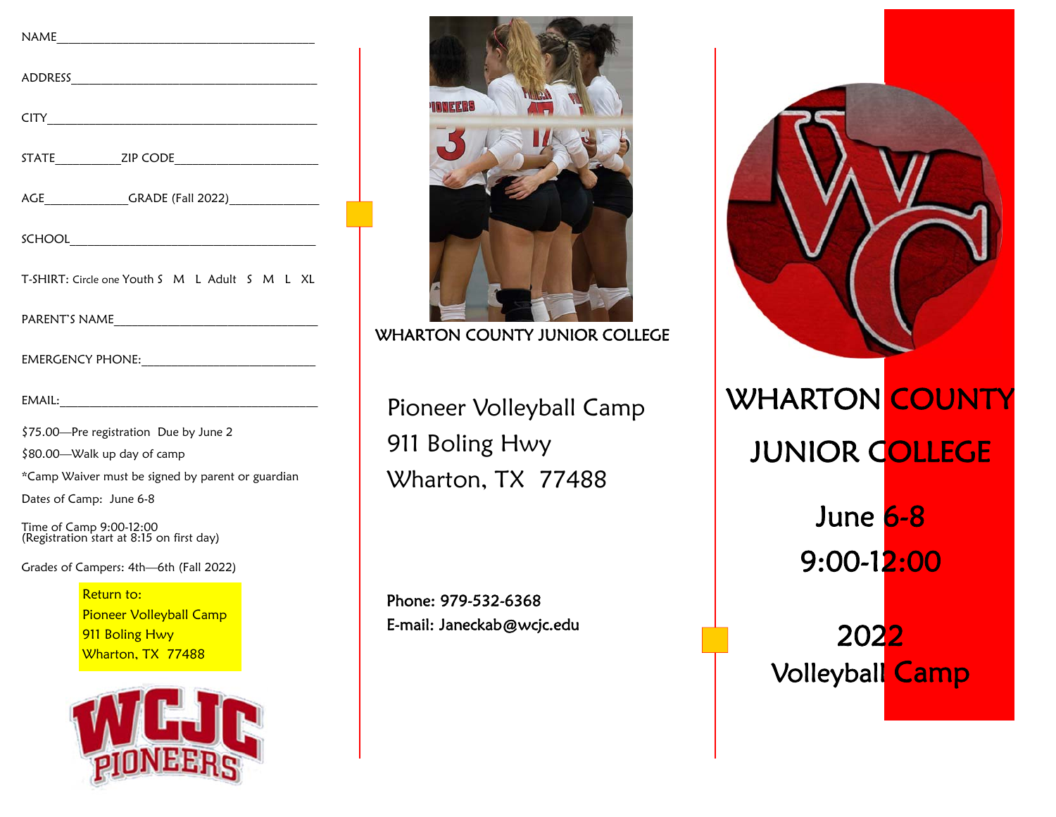NAME_______________________________________

ADDRESS_____________________________________

CITY________________________________________

STATE__________ZIP CODE______________________

AGE_____________GRADE (Fall 2022)______________

SCHOOL______________________________________

T-SHIRT: Circle one Youth S M L Adult S M L XL

PARENT'S NAME_______________________________

EMERGENCY PHONE:___________________________

EMAIL:_______________________________________

$75.00—Pre registration Due by June 2

$80.00—Walk up day of camp

*Camp Waiver must be signed by parent or guardian

Dates of Camp: June 6-8

Time of Camp 9:00-12:00
(Registration start at 8:15 on first day)

Grades of Campers: 4th—6th (Fall 2022)

Return to:
Pioneer Volleyball Camp
911 Boling Hwy
Wharton, TX 77488

WCJC PIONEERS

WHARTON COUNTY JUNIOR COLLEGE

Pioneer Volleyball Camp
911 Boling Hwy
Wharton, TX 77488

**Phone: 979-532-6368**
**E-mail: Janeckab@wcjc.edu**

# WHARTON COUNTY JUNIOR COLLEGE

## June 6-8

## 9:00-12:00

## 2022 Volleyball Camp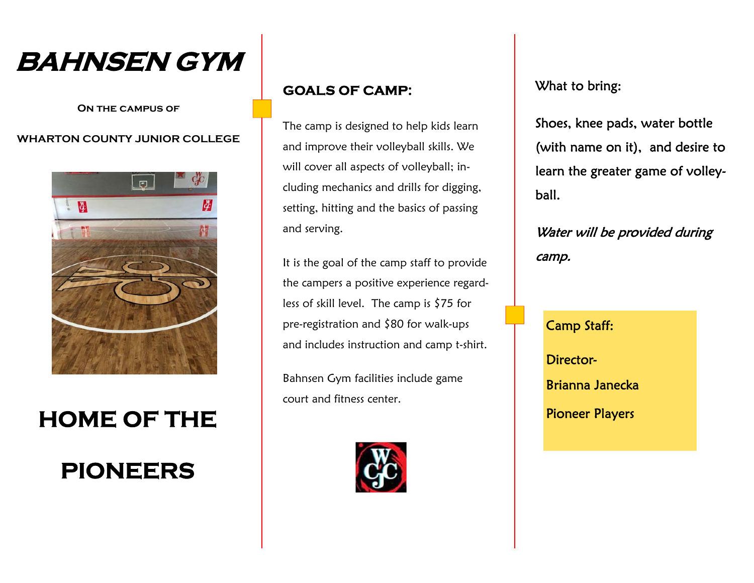# BAHNSEN GYM

On the campus of

WHARTON COUNTY JUNIOR COLLEGE

## HOME OF THE PIONEERS

### GOALS OF CAMP:

The camp is designed to help kids learn and improve their volleyball skills. We will cover all aspects of volleyball; including mechanics and drills for digging, setting, hitting and the basics of passing and serving.

It is the goal of the camp staff to provide the campers a positive experience regardless of skill level. The camp is $75 for pre-registration and $80 for walk-ups and includes instruction and camp t-shirt.

Bahnsen Gym facilities include game court and fitness center.

What to bring:

Shoes, knee pads, water bottle (with name on it), and desire to learn the greater game of volleyball.

*Water will be provided during camp.*

Camp Staff:

Director-

Brianna Janecka

Pioneer Players